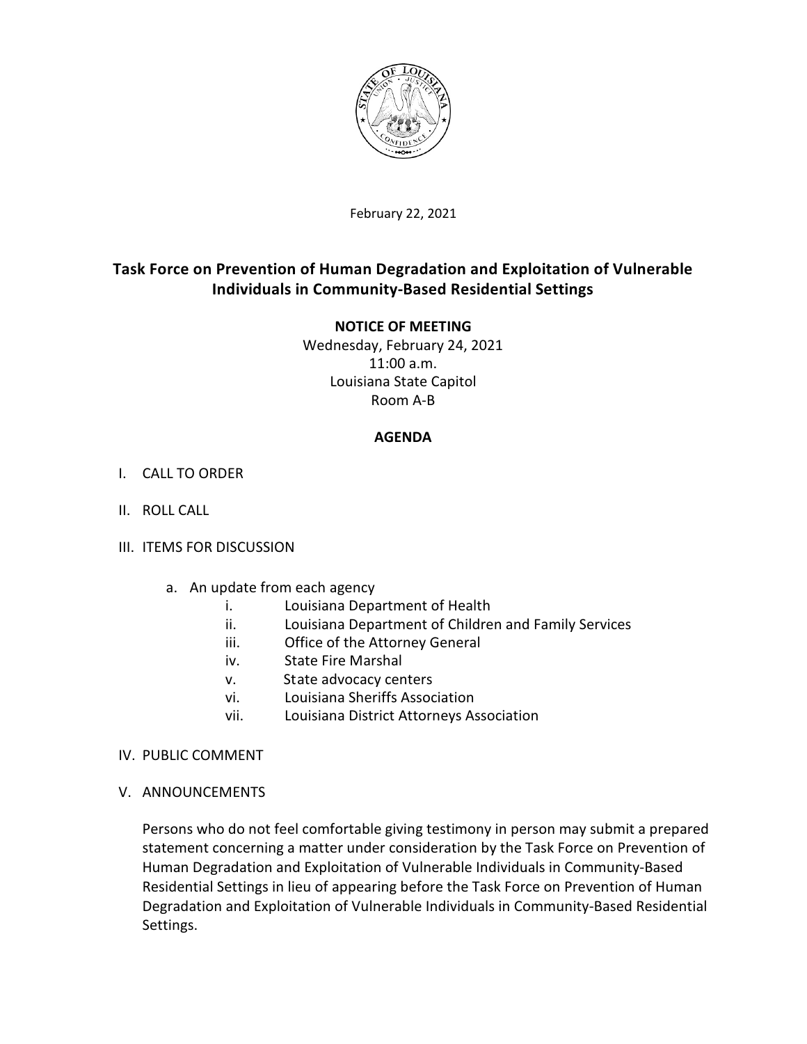February 22, 2021

# Task Force on Prevention of Human Degradation and Exploitation of Vulnerable Individuals in Community-Based Residential Settings

**NOTICE OF MEETING**

Wednesday, February 24, 2021
11:00 a.m.
Louisiana State Capitol
Room A-B

**AGENDA**

I. CALL TO ORDER

II. ROLL CALL

III. ITEMS FOR DISCUSSION

   a. An update from each agency
      i. Louisiana Department of Health
      ii. Louisiana Department of Children and Family Services
      iii. Office of the Attorney General
      iv. State Fire Marshal
      v. State advocacy centers
      vi. Louisiana Sheriffs Association
      vii. Louisiana District Attorneys Association

IV. PUBLIC COMMENT

V. ANNOUNCEMENTS

Persons who do not feel comfortable giving testimony in person may submit a prepared statement concerning a matter under consideration by the Task Force on Prevention of Human Degradation and Exploitation of Vulnerable Individuals in Community-Based Residential Settings in lieu of appearing before the Task Force on Prevention of Human Degradation and Exploitation of Vulnerable Individuals in Community-Based Residential Settings.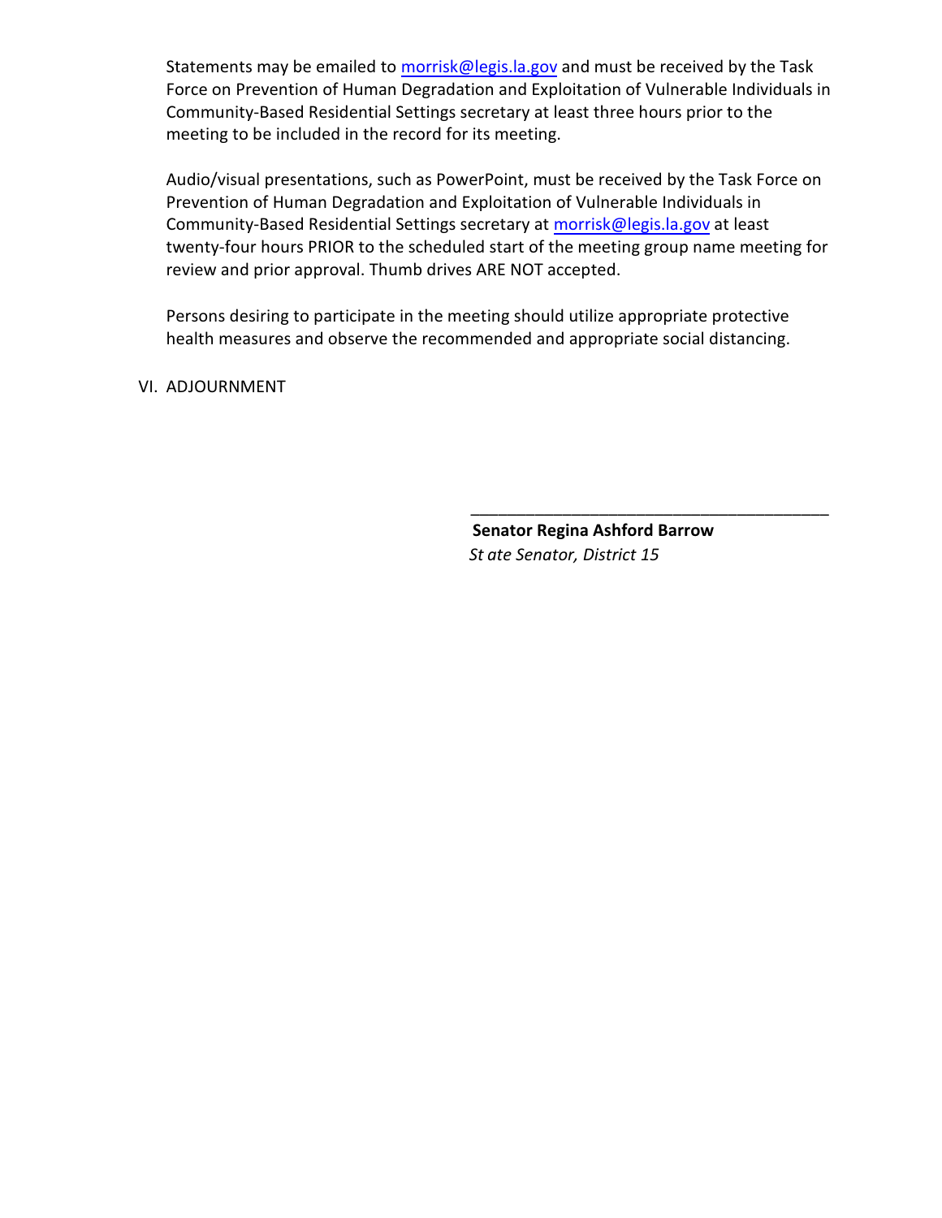Statements may be emailed to morrisk@legis.la.gov and must be received by the Task Force on Prevention of Human Degradation and Exploitation of Vulnerable Individuals in Community-Based Residential Settings secretary at least three hours prior to the meeting to be included in the record for its meeting.

Audio/visual presentations, such as PowerPoint, must be received by the Task Force on Prevention of Human Degradation and Exploitation of Vulnerable Individuals in Community-Based Residential Settings secretary at morrisk@legis.la.gov at least twenty-four hours PRIOR to the scheduled start of the meeting group name meeting for review and prior approval. Thumb drives ARE NOT accepted.

Persons desiring to participate in the meeting should utilize appropriate protective health measures and observe the recommended and appropriate social distancing.

VI. ADJOURNMENT

\_\_\_\_\_\_\_\_\_\_\_\_\_\_\_\_\_\_\_\_\_\_\_\_\_\_\_\_\_\_\_\_\_\_\_\_\_\_\_\_

**Senator Regina Ashford Barrow**

*St ate Senator, District 15*